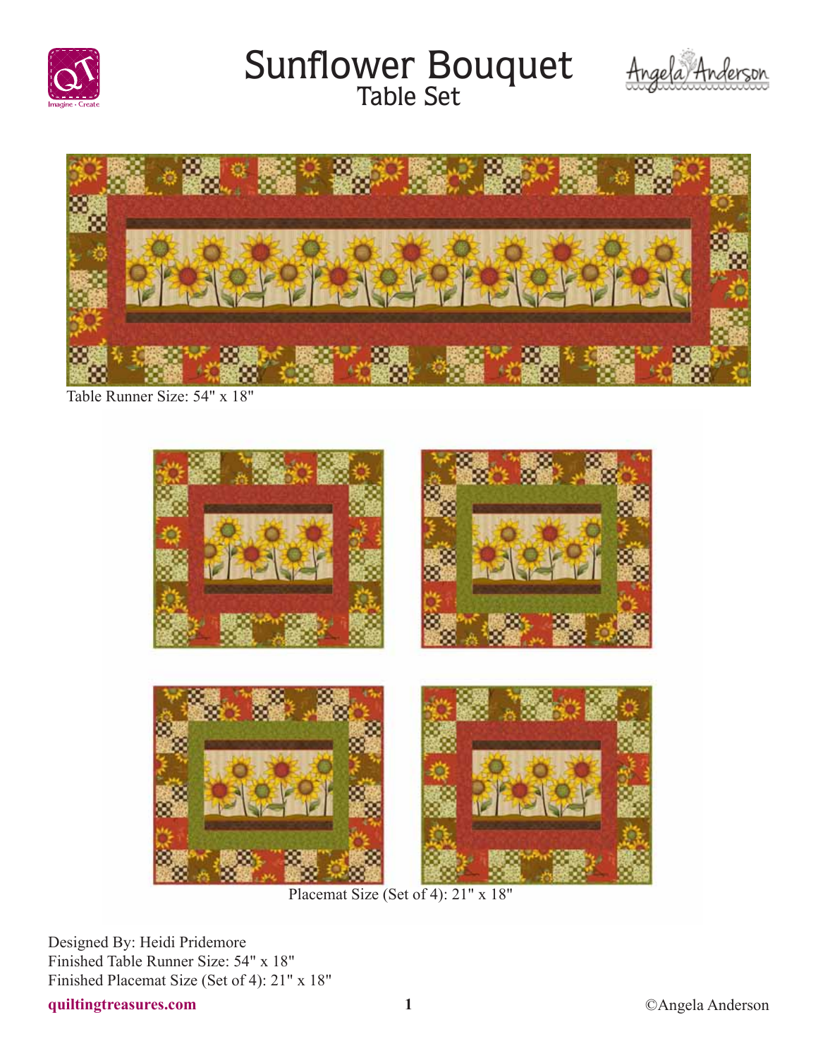# Sunflower Bouquet

## Table Set

Table Runner Size: 54" x 18"

Placemat Size (Set of 4): 21" x 18"

Designed By: Heidi Pridemore

Finished Table Runner Size: 54" x 18"

Finished Placemat Size (Set of 4): 21" x 18"

quiltingtreasures.com

©Angela Anderson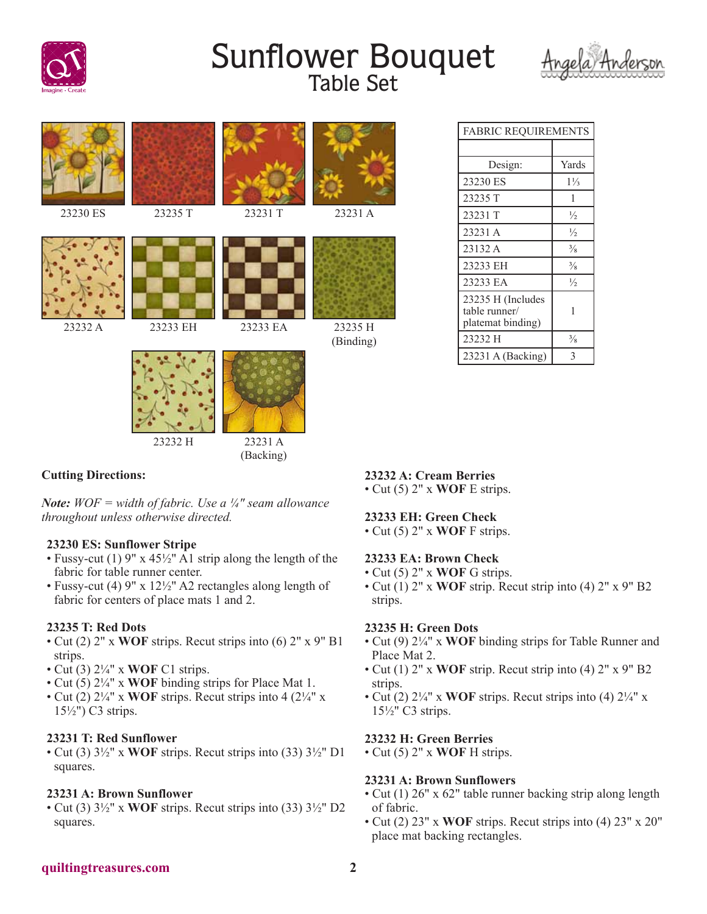# Sunflower Bouquet
## Table Set

23230 ES

23235 T

23231 T

23231 A

23232 A

23233 EH

23233 EA

23235 H (Binding)

23232 H

23231 A (Backing)

| FABRIC REQUIREMENTS | |
|---|---|
| | |
| Design: | Yards |
| 23230 ES | 1⅓ |
| 23235 T | 1 |
| 23231 T | ½ |
| 23231 A | ½ |
| 23132 A | ⅜ |
| 23233 EH | ⅜ |
| 23233 EA | ½ |
| 23235 H (Includes table runner/ platemat binding) | 1 |
| 23232 H | ⅜ |
| 23231 A (Backing) | 3 |

### Cutting Directions:

***Note:*** *WOF = width of fabric. Use a ¼" seam allowance throughout unless otherwise directed.*

**23230 ES: Sunflower Stripe**
- Fussy-cut (1) 9" x 45½" A1 strip along the length of the fabric for table runner center.
- Fussy-cut (4) 9" x 12½" A2 rectangles along length of fabric for centers of place mats 1 and 2.

**23235 T: Red Dots**
- Cut (2) 2" x **WOF** strips. Recut strips into (6) 2" x 9" B1 strips.
- Cut (3) 2¼" x **WOF** C1 strips.
- Cut (5) 2¼" x **WOF** binding strips for Place Mat 1.
- Cut (2) 2¼" x **WOF** strips. Recut strips into 4 (2¼" x 15½") C3 strips.

**23231 T: Red Sunflower**
- Cut (3) 3½" x **WOF** strips. Recut strips into (33) 3½" D1 squares.

**23231 A: Brown Sunflower**
- Cut (3) 3½" x **WOF** strips. Recut strips into (33) 3½" D2 squares.

**23232 A: Cream Berries**
- Cut (5) 2" x **WOF** E strips.

**23233 EH: Green Check**
- Cut (5) 2" x **WOF** F strips.

**23233 EA: Brown Check**
- Cut (5) 2" x **WOF** G strips.
- Cut (1) 2" x **WOF** strip. Recut strip into (4) 2" x 9" B2 strips.

**23235 H: Green Dots**
- Cut (9) 2¼" x **WOF** binding strips for Table Runner and Place Mat 2.
- Cut (1) 2" x **WOF** strip. Recut strip into (4) 2" x 9" B2 strips.
- Cut (2) 2¼" x **WOF** strips. Recut strips into (4) 2¼" x 15½" C3 strips.

**23232 H: Green Berries**
- Cut (5) 2" x **WOF** H strips.

**23231 A: Brown Sunflowers**
- Cut (1) 26" x 62" table runner backing strip along length of fabric.
- Cut (2) 23" x **WOF** strips. Recut strips into (4) 23" x 20" place mat backing rectangles.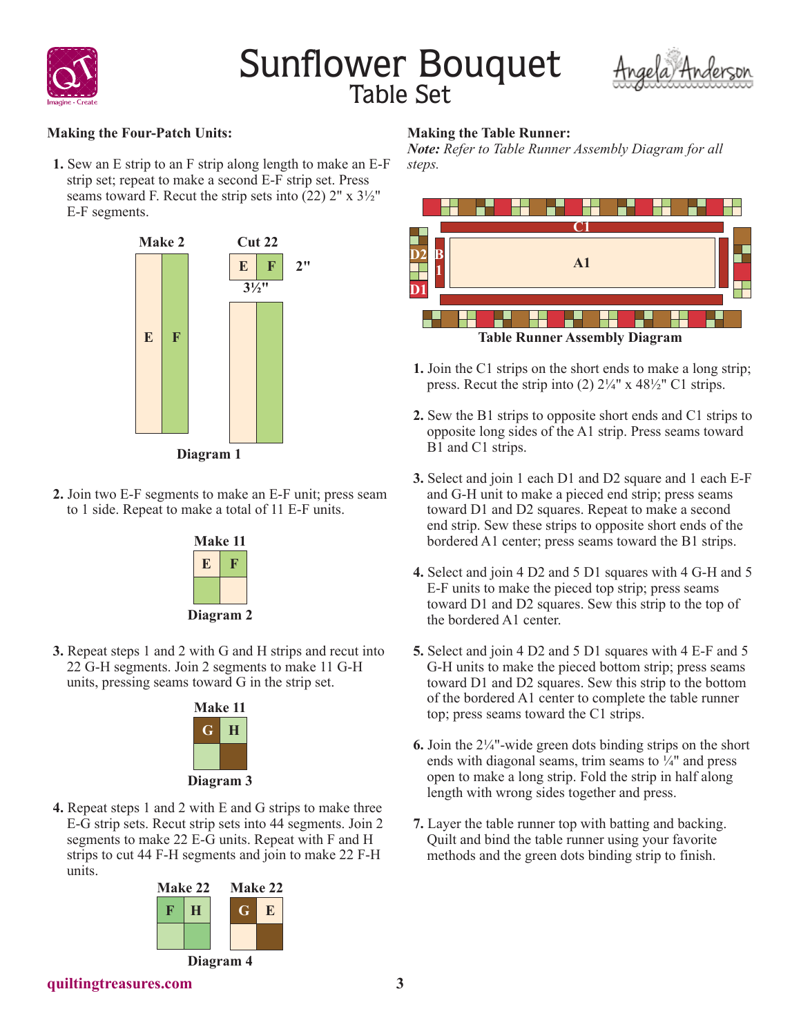# Sunflower Bouquet
## Table Set

### Making the Four-Patch Units:

1. Sew an E strip to an F strip along length to make an E-F strip set; repeat to make a second E-F strip set. Press seams toward F. Recut the strip sets into (22) 2" x 3½" E-F segments.

Make 2 — Cut 22

Diagram 1

2. Join two E-F segments to make an E-F unit; press seam to 1 side. Repeat to make a total of 11 E-F units.

Make 11

Diagram 2

3. Repeat steps 1 and 2 with G and H strips and recut into 22 G-H segments. Join 2 segments to make 11 G-H units, pressing seams toward G in the strip set.

Make 11

Diagram 3

4. Repeat steps 1 and 2 with E and G strips to make three E-G strip sets. Recut strip sets into 44 segments. Join 2 segments to make 22 E-G units. Repeat with F and H strips to cut 44 F-H segments and join to make 22 F-H units.

Make 22 — Make 22

Diagram 4

### Making the Table Runner:

***Note:*** *Refer to Table Runner Assembly Diagram for all steps.*

Table Runner Assembly Diagram

1. Join the C1 strips on the short ends to make a long strip; press. Recut the strip into (2) 2¼" x 48½" C1 strips.

2. Sew the B1 strips to opposite short ends and C1 strips to opposite long sides of the A1 strip. Press seams toward B1 and C1 strips.

3. Select and join 1 each D1 and D2 square and 1 each E-F and G-H unit to make a pieced end strip; press seams toward D1 and D2 squares. Repeat to make a second end strip. Sew these strips to opposite short ends of the bordered A1 center; press seams toward the B1 strips.

4. Select and join 4 D2 and 5 D1 squares with 4 G-H and 5 E-F units to make the pieced top strip; press seams toward D1 and D2 squares. Sew this strip to the top of the bordered A1 center.

5. Select and join 4 D2 and 5 D1 squares with 4 E-F and 5 G-H units to make the pieced bottom strip; press seams toward D1 and D2 squares. Sew this strip to the bottom of the bordered A1 center to complete the table runner top; press seams toward the C1 strips.

6. Join the 2¼"-wide green dots binding strips on the short ends with diagonal seams, trim seams to ¼" and press open to make a long strip. Fold the strip in half along length with wrong sides together and press.

7. Layer the table runner top with batting and backing. Quilt and bind the table runner using your favorite methods and the green dots binding strip to finish.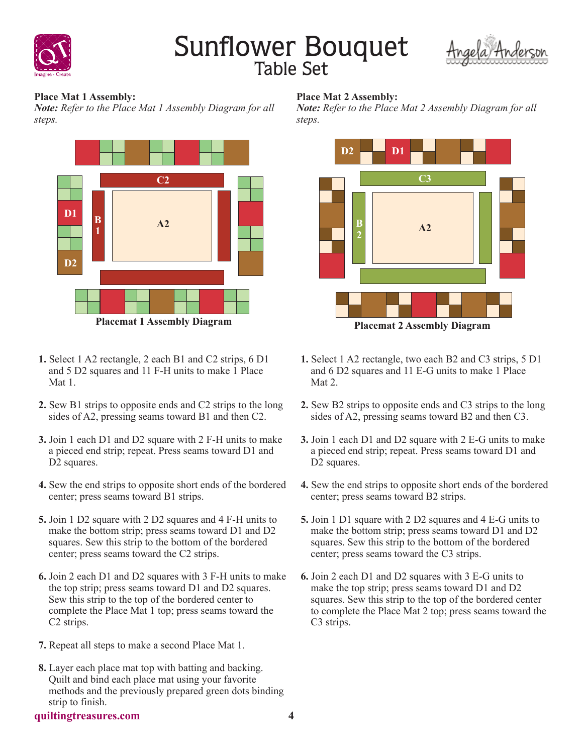# Sunflower Bouquet
## Table Set

### Place Mat 1 Assembly:

***Note:*** *Refer to the Place Mat 1 Assembly Diagram for all steps.*

C2

D1

B 1

A2

D2

**Placemat 1 Assembly Diagram**

1. Select 1 A2 rectangle, 2 each B1 and C2 strips, 6 D1 and 5 D2 squares and 11 F-H units to make 1 Place Mat 1.
2. Sew B1 strips to opposite ends and C2 strips to the long sides of A2, pressing seams toward B1 and then C2.
3. Join 1 each D1 and D2 square with 2 F-H units to make a pieced end strip; repeat. Press seams toward D1 and D2 squares.
4. Sew the end strips to opposite short ends of the bordered center; press seams toward B1 strips.
5. Join 1 D2 square with 2 D2 squares and 4 F-H units to make the bottom strip; press seams toward D1 and D2 squares. Sew this strip to the bottom of the bordered center; press seams toward the C2 strips.
6. Join 2 each D1 and D2 squares with 3 F-H units to make the top strip; press seams toward D1 and D2 squares. Sew this strip to the top of the bordered center to complete the Place Mat 1 top; press seams toward the C2 strips.
7. Repeat all steps to make a second Place Mat 1.
8. Layer each place mat top with batting and backing. Quilt and bind each place mat using your favorite methods and the previously prepared green dots binding strip to finish.

### Place Mat 2 Assembly:

***Note:*** *Refer to the Place Mat 2 Assembly Diagram for all steps.*

D2 D1

C3

B 2

A2

**Placemat 2 Assembly Diagram**

1. Select 1 A2 rectangle, two each B2 and C3 strips, 5 D1 and 6 D2 squares and 11 E-G units to make 1 Place Mat 2.
2. Sew B2 strips to opposite ends and C3 strips to the long sides of A2, pressing seams toward B2 and then C3.
3. Join 1 each D1 and D2 square with 2 E-G units to make a pieced end strip; repeat. Press seams toward D1 and D2 squares.
4. Sew the end strips to opposite short ends of the bordered center; press seams toward B2 strips.
5. Join 1 D1 square with 2 D2 squares and 4 E-G units to make the bottom strip; press seams toward D1 and D2 squares. Sew this strip to the bottom of the bordered center; press seams toward the C3 strips.
6. Join 2 each D1 and D2 squares with 3 E-G units to make the top strip; press seams toward D1 and D2 squares. Sew this strip to the top of the bordered center to complete the Place Mat 2 top; press seams toward the C3 strips.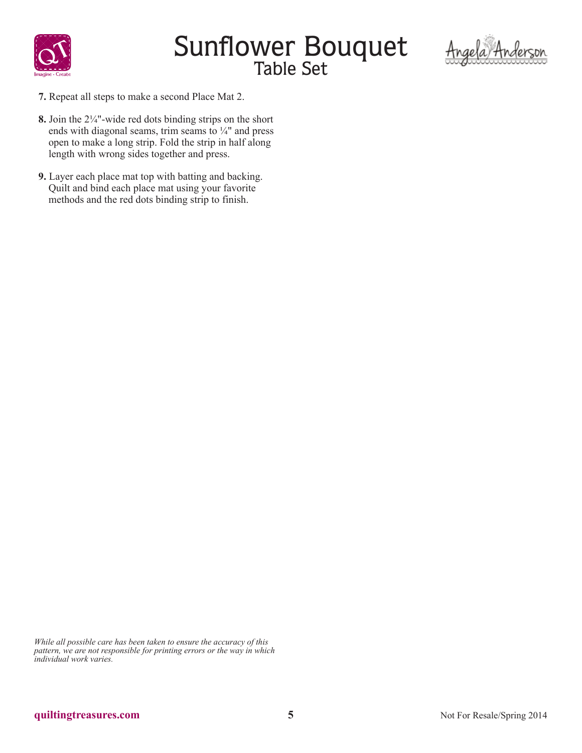7. Repeat all steps to make a second Place Mat 2.

8. Join the 2¼"-wide red dots binding strips on the short ends with diagonal seams, trim seams to ¼" and press open to make a long strip. Fold the strip in half along length with wrong sides together and press.

9. Layer each place mat top with batting and backing. Quilt and bind each place mat using your favorite methods and the red dots binding strip to finish.

*While all possible care has been taken to ensure the accuracy of this pattern, we are not responsible for printing errors or the way in which individual work varies.*